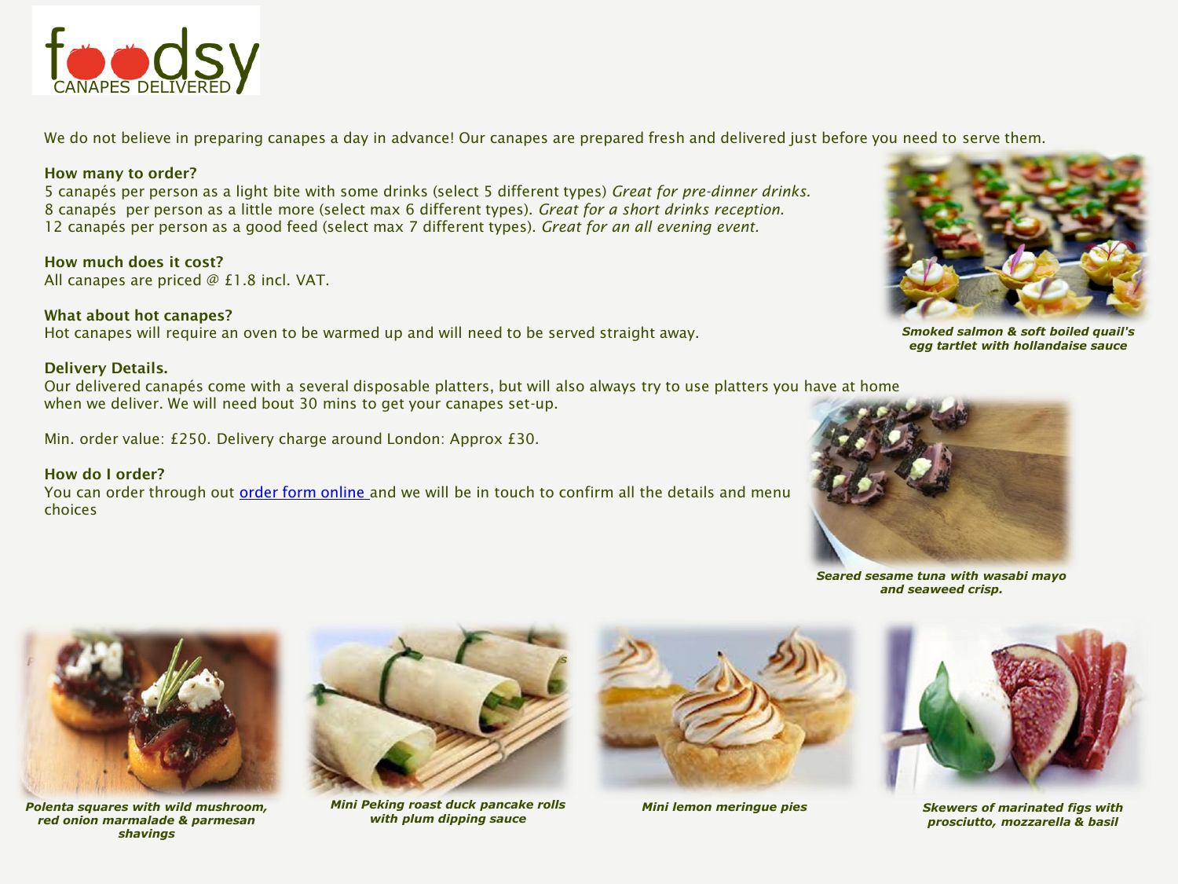foodsy
CANAPES DELIVERED

We do not believe in preparing canapes a day in advance! Our canapes are prepared fresh and delivered just before you need to serve them.

**How many to order?**
5 canapés per person as a light bite with some drinks (select 5 different types) *Great for pre-dinner drinks.*
8 canapés per person as a little more (select max 6 different types). *Great for a short drinks reception.*
12 canapés per person as a good feed (select max 7 different types). *Great for an all evening event.*

**How much does it cost?**
All canapes are priced @ £1.8 incl. VAT.

**What about hot canapes?**
Hot canapes will require an oven to be warmed up and will need to be served straight away.

**Delivery Details.**
Our delivered canapés come with a several disposable platters, but will also always try to use platters you have at home when we deliver. We will need bout 30 mins to get your canapes set-up.

Min. order value: £250. Delivery charge around London: Approx £30.

**How do I order?**
You can order through out [order form online](#) and we will be in touch to confirm all the details and menu choices

***Smoked salmon & soft boiled quail's egg tartlet with hollandaise sauce***

***Seared sesame tuna with wasabi mayo and seaweed crisp.***

***Polenta squares with wild mushroom, red onion marmalade & parmesan shavings***

***Mini Peking roast duck pancake rolls with plum dipping sauce***

***Mini lemon meringue pies***

***Skewers of marinated figs with prosciutto, mozzarella & basil***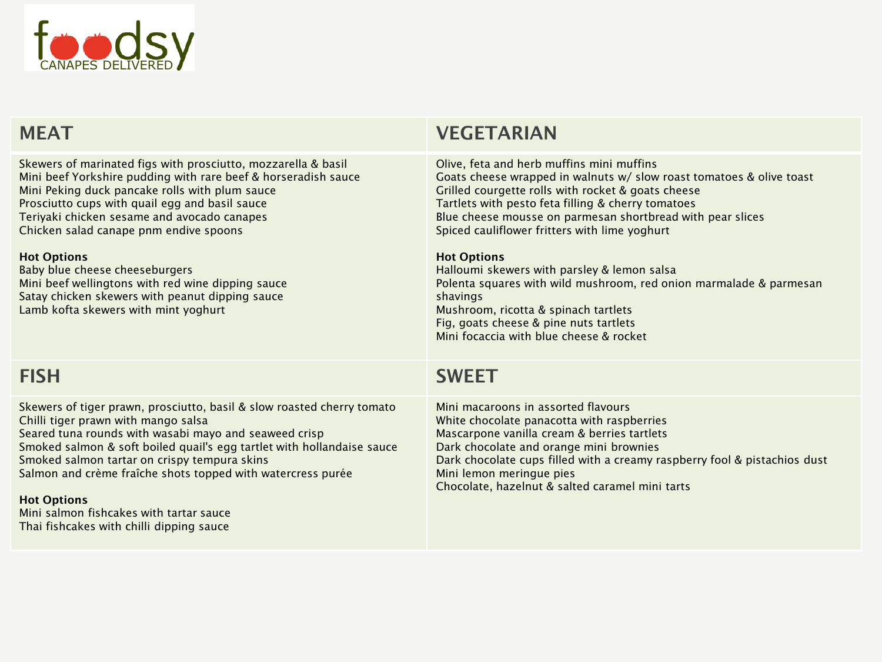foodsy
CANAPES DELIVERED

## MEAT

Skewers of marinated figs with prosciutto, mozzarella & basil
Mini beef Yorkshire pudding with rare beef & horseradish sauce
Mini Peking duck pancake rolls with plum sauce
Prosciutto cups with quail egg and basil sauce
Teriyaki chicken sesame and avocado canapes
Chicken salad canape pnm endive spoons

**Hot Options**
Baby blue cheese cheeseburgers
Mini beef wellingtons with red wine dipping sauce
Satay chicken skewers with peanut dipping sauce
Lamb kofta skewers with mint yoghurt

## VEGETARIAN

Olive, feta and herb muffins mini muffins
Goats cheese wrapped in walnuts w/ slow roast tomatoes & olive toast
Grilled courgette rolls with rocket & goats cheese
Tartlets with pesto feta filling & cherry tomatoes
Blue cheese mousse on parmesan shortbread with pear slices
Spiced cauliflower fritters with lime yoghurt

**Hot Options**
Halloumi skewers with parsley & lemon salsa
Polenta squares with wild mushroom, red onion marmalade & parmesan shavings
Mushroom, ricotta & spinach tartlets
Fig, goats cheese & pine nuts tartlets
Mini focaccia with blue cheese & rocket

## FISH

Skewers of tiger prawn, prosciutto, basil & slow roasted cherry tomato
Chilli tiger prawn with mango salsa
Seared tuna rounds with wasabi mayo and seaweed crisp
Smoked salmon & soft boiled quail's egg tartlet with hollandaise sauce
Smoked salmon tartar on crispy tempura skins
Salmon and crème fraîche shots topped with watercress purée

**Hot Options**
Mini salmon fishcakes with tartar sauce
Thai fishcakes with chilli dipping sauce

## SWEET

Mini macaroons in assorted flavours
White chocolate panacotta with raspberries
Mascarpone vanilla cream & berries tartlets
Dark chocolate and orange mini brownies
Dark chocolate cups filled with a creamy raspberry fool & pistachios dust
Mini lemon meringue pies
Chocolate, hazelnut & salted caramel mini tarts